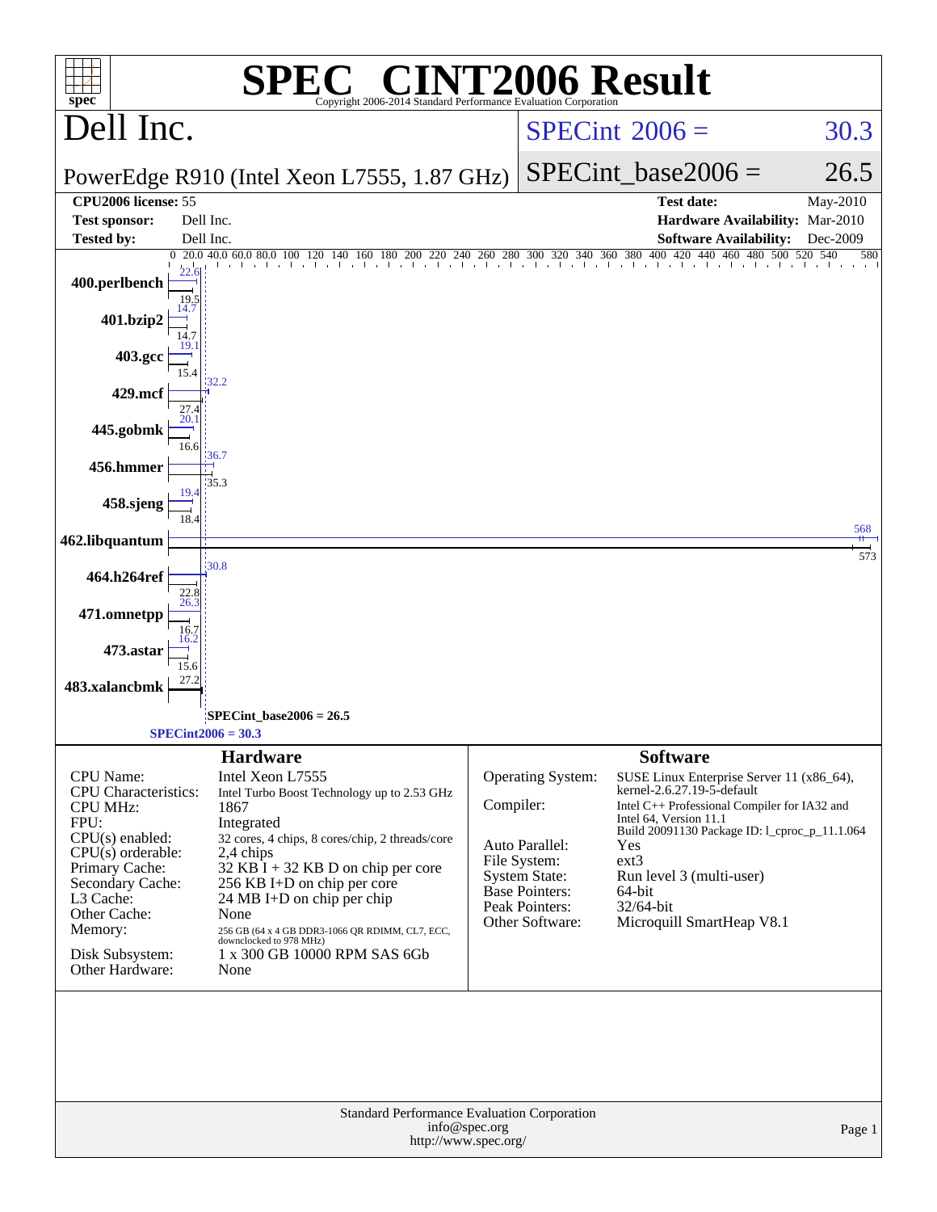# SPEC CINT2006 Result

Copyright 2006-2014 Standard Performance Evaluation Corporation

## Dell Inc.

PowerEdge R910 (Intel Xeon L7555, 1.87 GHz)

SPECint 2006 = 30.3

SPECint_base2006 = 26.5

| | | | |
|---|---|---|---|
| **CPU2006 license:** | 55 | **Test date:** | May-2010 |
| **Test sponsor:** | Dell Inc. | **Hardware Availability:** | Mar-2010 |
| **Tested by:** | Dell Inc. | **Software Availability:** | Dec-2009 |

| Benchmark | Peak | Base |
|---|---|---|
| 400.perlbench | 22.6 | 19.5 |
| 401.bzip2 | 14.7 | 14.7 |
| 403.gcc | 19.1 | 15.4 |
| 429.mcf | 32.2 | 27.4 |
| 445.gobmk | 20.1 | 16.6 |
| 456.hmmer | 36.7 | 35.3 |
| 458.sjeng | 19.4 | 18.4 |
| 462.libquantum | 568 | 573 |
| 464.h264ref | 30.8 | 22.8 |
| 471.omnetpp | 26.3 | 16.7 |
| 473.astar | 16.2 | 15.6 |
| 483.xalancbmk | 27.2 | |

SPECint_base2006 = 26.5

SPECint2006 = 30.3

## Hardware

| | |
|---|---|
| CPU Name: | Intel Xeon L7555 |
| CPU Characteristics: | Intel Turbo Boost Technology up to 2.53 GHz |
| CPU MHz: | 1867 |
| FPU: | Integrated |
| CPU(s) enabled: | 32 cores, 4 chips, 8 cores/chip, 2 threads/core |
| CPU(s) orderable: | 2,4 chips |
| Primary Cache: | 32 KB I + 32 KB D on chip per core |
| Secondary Cache: | 256 KB I+D on chip per core |
| L3 Cache: | 24 MB I+D on chip per chip |
| Other Cache: | None |
| Memory: | 256 GB (64 x 4 GB DDR3-1066 QR RDIMM, CL7, ECC, downclocked to 978 MHz) |
| Disk Subsystem: | 1 x 300 GB 10000 RPM SAS 6Gb |
| Other Hardware: | None |

## Software

| | |
|---|---|
| Operating System: | SUSE Linux Enterprise Server 11 (x86_64), kernel-2.6.27.19-5-default |
| Compiler: | Intel C++ Professional Compiler for IA32 and Intel 64, Version 11.1 Build 20091130 Package ID: l_cproc_p_11.1.064 |
| Auto Parallel: | Yes |
| File System: | ext3 |
| System State: | Run level 3 (multi-user) |
| Base Pointers: | 64-bit |
| Peak Pointers: | 32/64-bit |
| Other Software: | Microquill SmartHeap V8.1 |

Standard Performance Evaluation Corporation
info@spec.org
http://www.spec.org/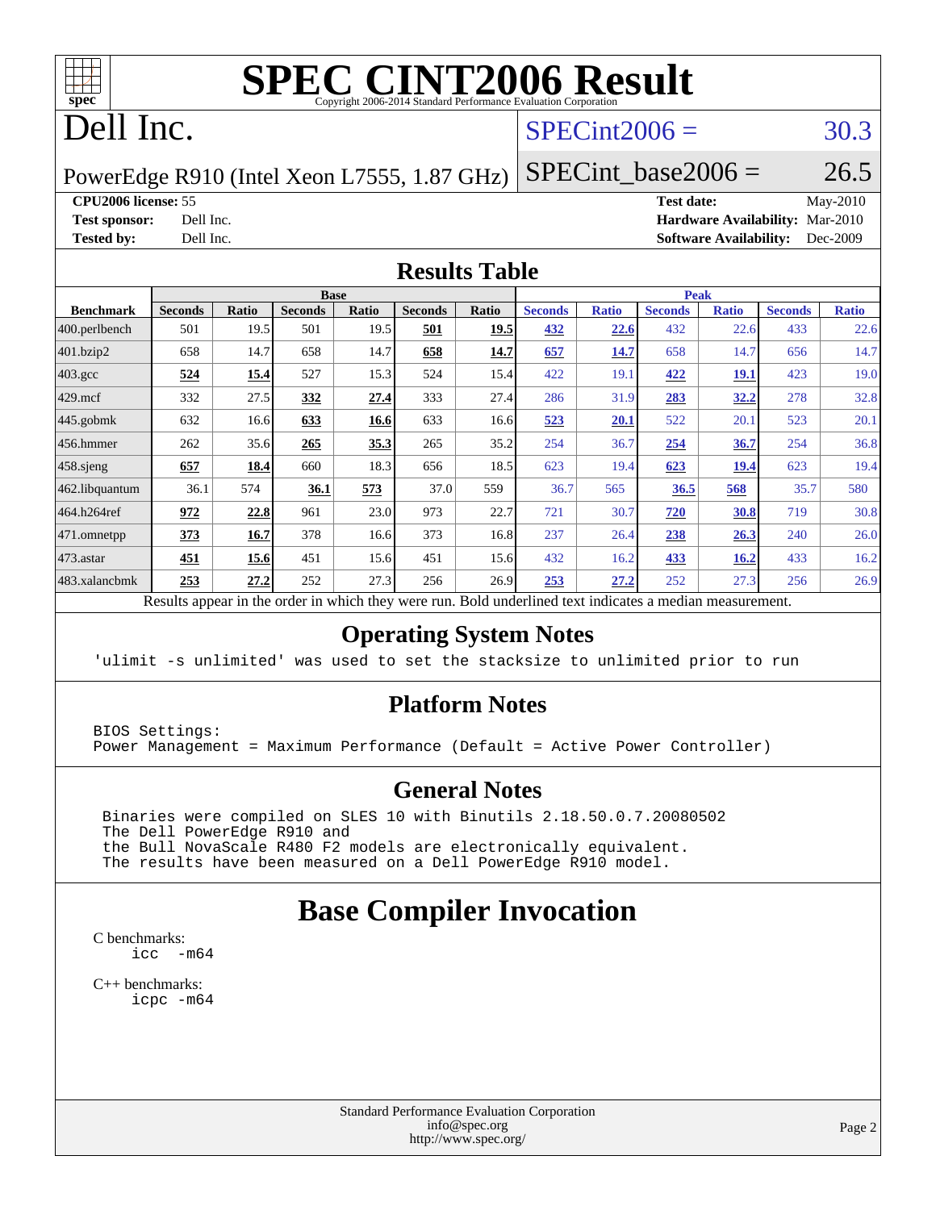# SPEC CINT2006 Result

Copyright 2006-2014 Standard Performance Evaluation Corporation

# Dell Inc.

PowerEdge R910 (Intel Xeon L7555, 1.87 GHz)

SPECint2006 = 30.3

SPECint_base2006 = 26.5

**CPU2006 license:** 55
**Test sponsor:** Dell Inc.
**Tested by:** Dell Inc.

**Test date:** May-2010
**Hardware Availability:** Mar-2010
**Software Availability:** Dec-2009

## Results Table

| Benchmark | Base | | | | | | Peak | | | | | |
|---|---|---|---|---|---|---|---|---|---|---|---|---|
| | Seconds | Ratio | Seconds | Ratio | Seconds | Ratio | Seconds | Ratio | Seconds | Ratio | Seconds | Ratio |
| 400.perlbench | 501 | 19.5 | 501 | 19.5 | **501** | **19.5** | **432** | **22.6** | 432 | 22.6 | 433 | 22.6 |
| 401.bzip2 | 658 | 14.7 | 658 | 14.7 | **658** | **14.7** | **657** | **14.7** | 658 | 14.7 | 656 | 14.7 |
| 403.gcc | **524** | **15.4** | 527 | 15.3 | 524 | 15.4 | 422 | 19.1 | **422** | **19.1** | 423 | 19.0 |
| 429.mcf | 332 | 27.5 | **332** | **27.4** | 333 | 27.4 | 286 | 31.9 | **283** | **32.2** | 278 | 32.8 |
| 445.gobmk | 632 | 16.6 | **633** | **16.6** | 633 | 16.6 | **523** | **20.1** | 522 | 20.1 | 523 | 20.1 |
| 456.hmmer | 262 | 35.6 | **265** | **35.3** | 265 | 35.2 | 254 | 36.7 | **254** | **36.7** | 254 | 36.8 |
| 458.sjeng | **657** | **18.4** | 660 | 18.3 | 656 | 18.5 | 623 | 19.4 | **623** | **19.4** | 623 | 19.4 |
| 462.libquantum | 36.1 | 574 | **36.1** | **573** | 37.0 | 559 | 36.7 | 565 | **36.5** | **568** | 35.7 | 580 |
| 464.h264ref | **972** | **22.8** | 961 | 23.0 | 973 | 22.7 | 721 | 30.7 | **720** | **30.8** | 719 | 30.8 |
| 471.omnetpp | **373** | **16.7** | 378 | 16.6 | 373 | 16.8 | 237 | 26.4 | **238** | **26.3** | 240 | 26.0 |
| 473.astar | **451** | **15.6** | 451 | 15.6 | 451 | 15.6 | 432 | 16.2 | **433** | **16.2** | 433 | 16.2 |
| 483.xalancbmk | **253** | **27.2** | 252 | 27.3 | 256 | 26.9 | **253** | **27.2** | 252 | 27.3 | 256 | 26.9 |

Results appear in the order in which they were run. Bold underlined text indicates a median measurement.

## Operating System Notes

```
'ulimit -s unlimited' was used to set the stacksize to unlimited prior to run
```

## Platform Notes

```
BIOS Settings:
Power Management = Maximum Performance (Default = Active Power Controller)
```

## General Notes

```
Binaries were compiled on SLES 10 with Binutils 2.18.50.0.7.20080502
The Dell PowerEdge R910 and
the Bull NovaScale R480 F2 models are electronically equivalent.
The results have been measured on a Dell PowerEdge R910 model.
```

# Base Compiler Invocation

C benchmarks:
```
icc  -m64
```

C++ benchmarks:
```
icpc -m64
```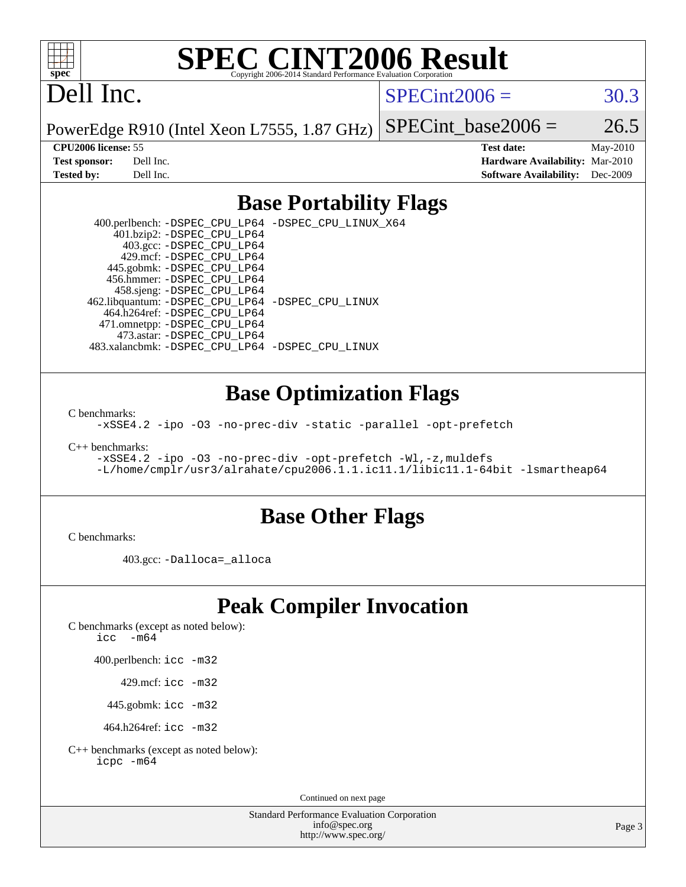# SPEC CINT2006 Result

Copyright 2006-2014 Standard Performance Evaluation Corporation

**Dell Inc.**

PowerEdge R910 (Intel Xeon L7555, 1.87 GHz)

SPECint2006 = 30.3

SPECint_base2006 = 26.5

| | | | |
|---|---|---|---|
| **CPU2006 license:** 55 | | **Test date:** | May-2010 |
| **Test sponsor:** | Dell Inc. | **Hardware Availability:** | Mar-2010 |
| **Tested by:** | Dell Inc. | **Software Availability:** | Dec-2009 |

## Base Portability Flags

400.perlbench: `-DSPEC_CPU_LP64 -DSPEC_CPU_LINUX_X64`
401.bzip2: `-DSPEC_CPU_LP64`
403.gcc: `-DSPEC_CPU_LP64`
429.mcf: `-DSPEC_CPU_LP64`
445.gobmk: `-DSPEC_CPU_LP64`
456.hmmer: `-DSPEC_CPU_LP64`
458.sjeng: `-DSPEC_CPU_LP64`
462.libquantum: `-DSPEC_CPU_LP64 -DSPEC_CPU_LINUX`
464.h264ref: `-DSPEC_CPU_LP64`
471.omnetpp: `-DSPEC_CPU_LP64`
473.astar: `-DSPEC_CPU_LP64`
483.xalancbmk: `-DSPEC_CPU_LP64 -DSPEC_CPU_LINUX`

## Base Optimization Flags

C benchmarks:

```
-xSSE4.2 -ipo -O3 -no-prec-div -static -parallel -opt-prefetch
```

C++ benchmarks:

```
-xSSE4.2 -ipo -O3 -no-prec-div -opt-prefetch -Wl,-z,muldefs
-L/home/cmplr/usr3/alrahate/cpu2006.1.1.ic11.1/libic11.1-64bit -lsmartheap64
```

## Base Other Flags

C benchmarks:

403.gcc: `-Dalloca=_alloca`

## Peak Compiler Invocation

C benchmarks (except as noted below):

```
icc  -m64
```

400.perlbench: `icc -m32`

429.mcf: `icc -m32`

445.gobmk: `icc -m32`

464.h264ref: `icc -m32`

C++ benchmarks (except as noted below):

```
icpc -m64
```

Continued on next page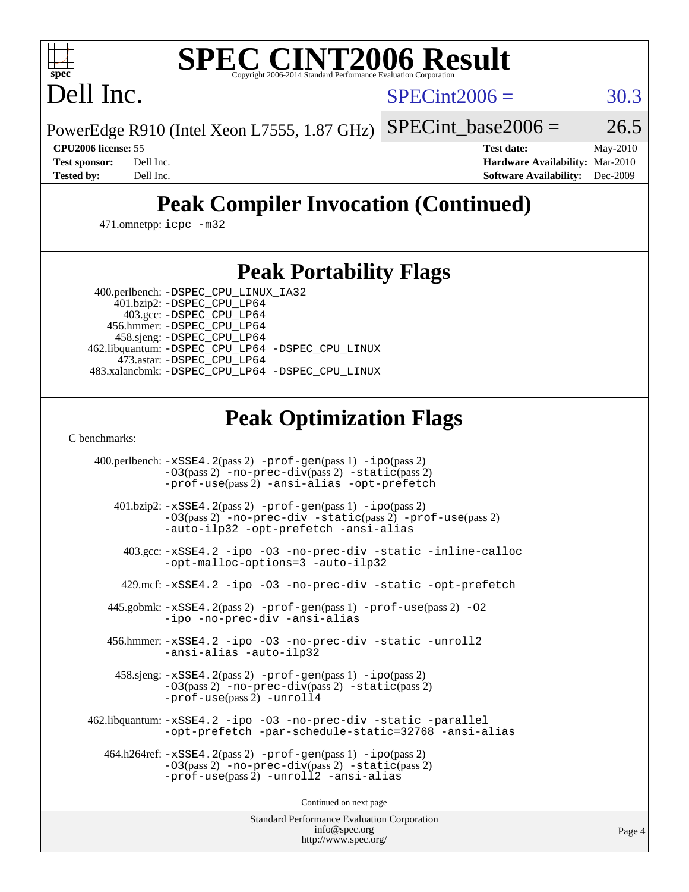# SPEC CINT2006 Result

Copyright 2006-2014 Standard Performance Evaluation Corporation

# Dell Inc.

PowerEdge R910 (Intel Xeon L7555, 1.87 GHz)

SPECint2006 = 30.3

SPECint_base2006 = 26.5

| | | | |
|---|---|---|---|
| **CPU2006 license:** | 55 | **Test date:** | May-2010 |
| **Test sponsor:** | Dell Inc. | **Hardware Availability:** | Mar-2010 |
| **Tested by:** | Dell Inc. | **Software Availability:** | Dec-2009 |

## Peak Compiler Invocation (Continued)

471.omnetpp: icpc -m32

## Peak Portability Flags

400.perlbench: -DSPEC_CPU_LINUX_IA32
401.bzip2: -DSPEC_CPU_LP64
403.gcc: -DSPEC_CPU_LP64
456.hmmer: -DSPEC_CPU_LP64
458.sjeng: -DSPEC_CPU_LP64
462.libquantum: -DSPEC_CPU_LP64 -DSPEC_CPU_LINUX
473.astar: -DSPEC_CPU_LP64
483.xalancbmk: -DSPEC_CPU_LP64 -DSPEC_CPU_LINUX

## Peak Optimization Flags

C benchmarks:

400.perlbench: -xSSE4.2(pass 2) -prof-gen(pass 1) -ipo(pass 2) -O3(pass 2) -no-prec-div(pass 2) -static(pass 2) -prof-use(pass 2) -ansi-alias -opt-prefetch

401.bzip2: -xSSE4.2(pass 2) -prof-gen(pass 1) -ipo(pass 2) -O3(pass 2) -no-prec-div -static(pass 2) -prof-use(pass 2) -auto-ilp32 -opt-prefetch -ansi-alias

403.gcc: -xSSE4.2 -ipo -O3 -no-prec-div -static -inline-calloc -opt-malloc-options=3 -auto-ilp32

429.mcf: -xSSE4.2 -ipo -O3 -no-prec-div -static -opt-prefetch

445.gobmk: -xSSE4.2(pass 2) -prof-gen(pass 1) -prof-use(pass 2) -O2 -ipo -no-prec-div -ansi-alias

456.hmmer: -xSSE4.2 -ipo -O3 -no-prec-div -static -unroll2 -ansi-alias -auto-ilp32

458.sjeng: -xSSE4.2(pass 2) -prof-gen(pass 1) -ipo(pass 2) -O3(pass 2) -no-prec-div(pass 2) -static(pass 2) -prof-use(pass 2) -unroll4

462.libquantum: -xSSE4.2 -ipo -O3 -no-prec-div -static -parallel -opt-prefetch -par-schedule-static=32768 -ansi-alias

464.h264ref: -xSSE4.2(pass 2) -prof-gen(pass 1) -ipo(pass 2) -O3(pass 2) -no-prec-div(pass 2) -static(pass 2) -prof-use(pass 2) -unroll2 -ansi-alias

Continued on next page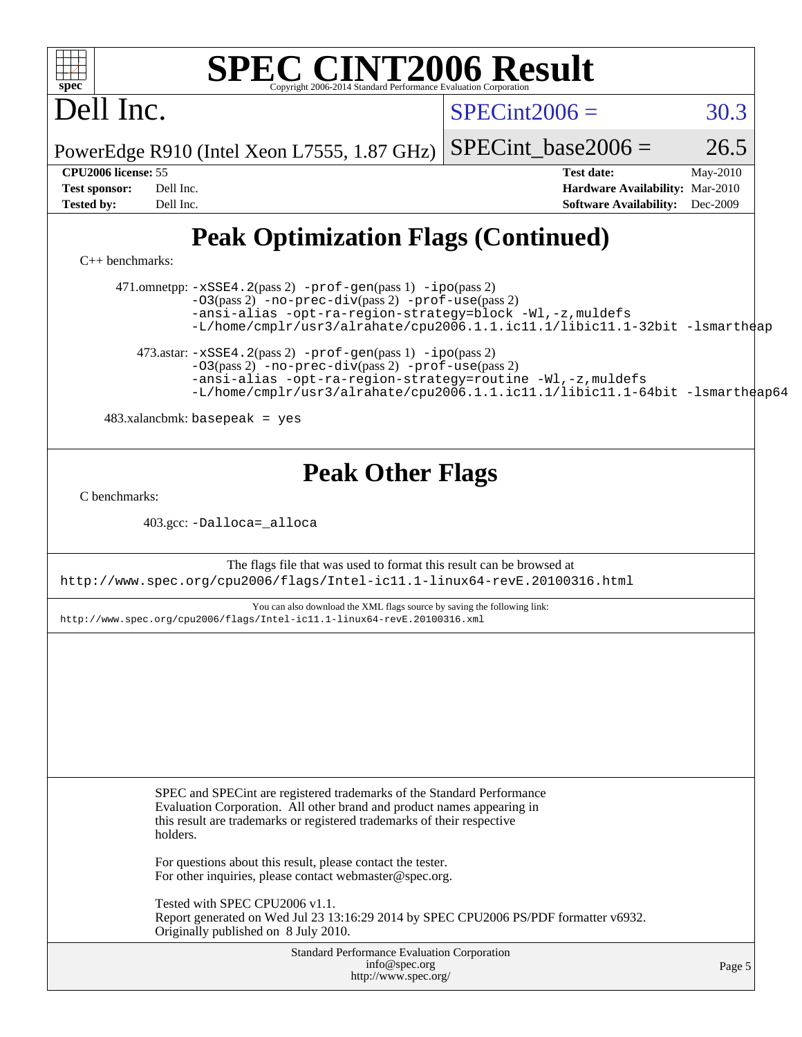# Peak Optimization Flags (Continued)

C++ benchmarks:

471.omnetpp: -xSSE4.2(pass 2) -prof-gen(pass 1) -ipo(pass 2) -O3(pass 2) -no-prec-div(pass 2) -prof-use(pass 2) -ansi-alias -opt-ra-region-strategy=block -Wl,-z,muldefs -L/home/cmplr/usr3/alrahate/cpu2006.1.1.ic11.1/libic11.1-32bit -lsmartheap

473.astar: -xSSE4.2(pass 2) -prof-gen(pass 1) -ipo(pass 2) -O3(pass 2) -no-prec-div(pass 2) -prof-use(pass 2) -ansi-alias -opt-ra-region-strategy=routine -Wl,-z,muldefs -L/home/cmplr/usr3/alrahate/cpu2006.1.1.ic11.1/libic11.1-64bit -lsmartheap64

483.xalancbmk: basepeak = yes

# Peak Other Flags

C benchmarks:

403.gcc: -Dalloca=_alloca

The flags file that was used to format this result can be browsed at
http://www.spec.org/cpu2006/flags/Intel-ic11.1-linux64-revE.20100316.html

You can also download the XML flags source by saving the following link:
http://www.spec.org/cpu2006/flags/Intel-ic11.1-linux64-revE.20100316.xml

SPEC and SPECint are registered trademarks of the Standard Performance Evaluation Corporation. All other brand and product names appearing in this result are trademarks or registered trademarks of their respective holders.

For questions about this result, please contact the tester.
For other inquiries, please contact webmaster@spec.org.

Tested with SPEC CPU2006 v1.1.
Report generated on Wed Jul 23 13:16:29 2014 by SPEC CPU2006 PS/PDF formatter v6932.
Originally published on 8 July 2010.